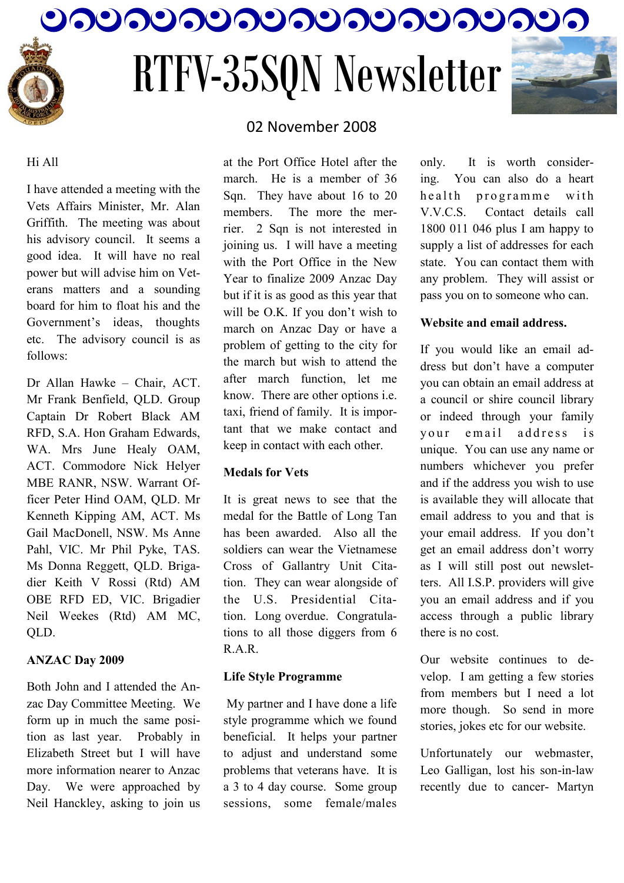# RTFV-35SQN Newsletter

02 November 2008

Hi All

I have attended a meeting with the Vets Affairs Minister, Mr. Alan Griffith. The meeting was about his advisory council. It seems a good idea. It will have no real power but will advise him on Veterans matters and a sounding board for him to float his and the Government's ideas, thoughts etc. The advisory council is as follows:

Dr Allan Hawke – Chair, ACT. Mr Frank Benfield, QLD. Group Captain Dr Robert Black AM RFD, S.A. Hon Graham Edwards, WA. Mrs June Healy OAM, ACT. Commodore Nick Helyer MBE RANR, NSW. Warrant Officer Peter Hind OAM, QLD. Mr Kenneth Kipping AM, ACT. Ms Gail MacDonell, NSW. Ms Anne Pahl, VIC. Mr Phil Pyke, TAS. Ms Donna Reggett, QLD. Brigadier Keith V Rossi (Rtd) AM OBE RFD ED, VIC. Brigadier Neil Weekes (Rtd) AM MC, QLD.

**ANZAC Day 2009**

Both John and I attended the Anzac Day Committee Meeting. We form up in much the same position as last year. Probably in Elizabeth Street but I will have more information nearer to Anzac Day. We were approached by Neil Hanckley, asking to join us at the Port Office Hotel after the march. He is a member of 36 Sqn. They have about 16 to 20 members. The more the merrier. 2 Sqn is not interested in joining us. I will have a meeting with the Port Office in the New Year to finalize 2009 Anzac Day but if it is as good as this year that will be O.K. If you don't wish to march on Anzac Day or have a problem of getting to the city for the march but wish to attend the after march function, let me know. There are other options i.e. taxi, friend of family. It is important that we make contact and keep in contact with each other.

**Medals for Vets**

It is great news to see that the medal for the Battle of Long Tan has been awarded. Also all the soldiers can wear the Vietnamese Cross of Gallantry Unit Citation. They can wear alongside of the U.S. Presidential Citation. Long overdue. Congratulations to all those diggers from 6 R.A.R.

**Life Style Programme**

My partner and I have done a life style programme which we found beneficial. It helps your partner to adjust and understand some problems that veterans have. It is a 3 to 4 day course. Some group sessions, some female/males only. It is worth considering. You can also do a heart health programme with V.V.C.S. Contact details call 1800 011 046 plus I am happy to supply a list of addresses for each state. You can contact them with any problem. They will assist or pass you on to someone who can.

**Website and email address.**

If you would like an email address but don't have a computer you can obtain an email address at a council or shire council library or indeed through your family your email address is unique. You can use any name or numbers whichever you prefer and if the address you wish to use is available they will allocate that email address to you and that is your email address. If you don't get an email address don't worry as I will still post out newsletters. All I.S.P. providers will give you an email address and if you access through a public library there is no cost.

Our website continues to develop. I am getting a few stories from members but I need a lot more though. So send in more stories, jokes etc for our website.

Unfortunately our webmaster, Leo Galligan, lost his son-in-law recently due to cancer- Martyn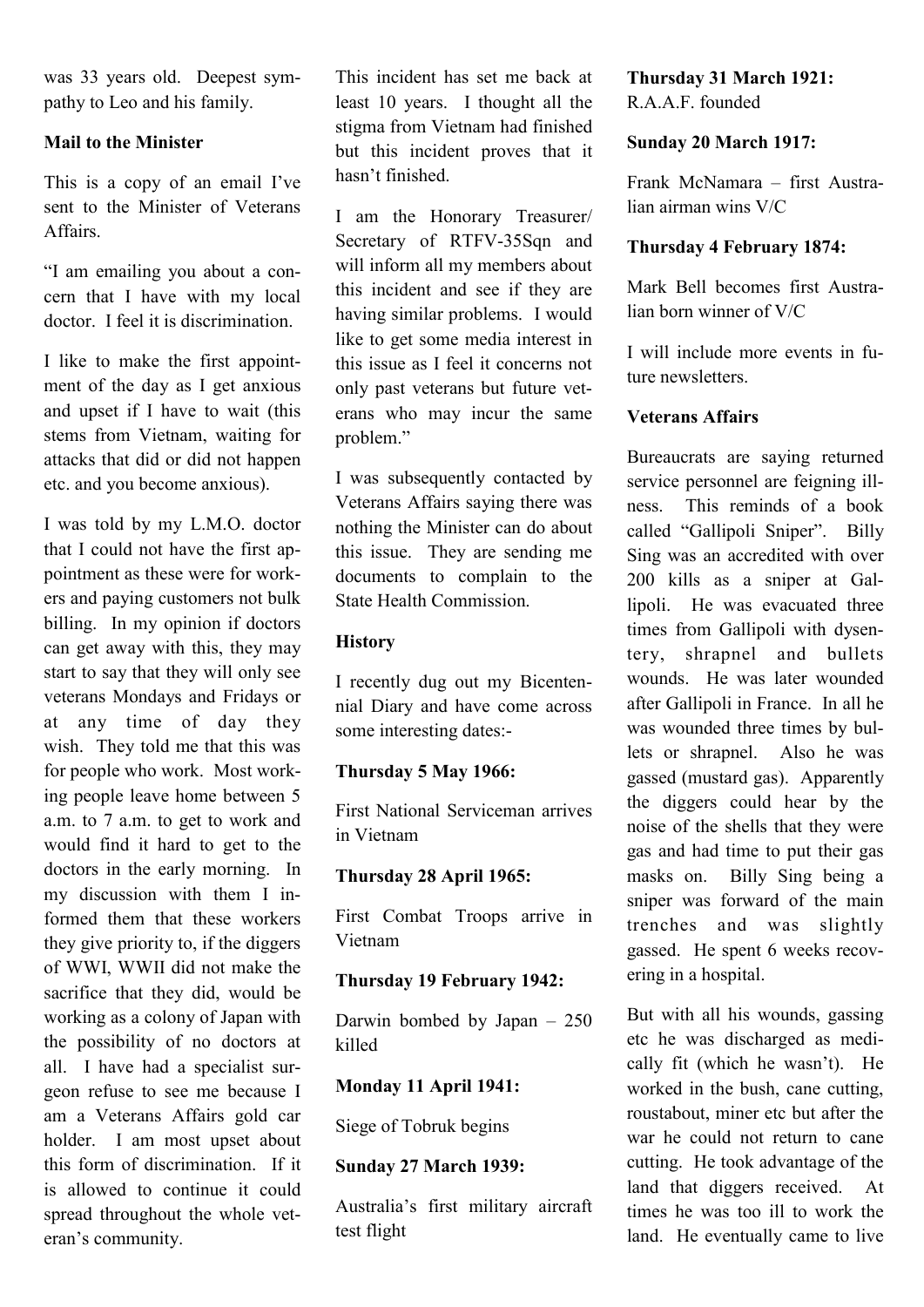was 33 years old. Deepest sympathy to Leo and his family.

**Mail to the Minister**

This is a copy of an email I've sent to the Minister of Veterans Affairs.

"I am emailing you about a concern that I have with my local doctor. I feel it is discrimination.

I like to make the first appointment of the day as I get anxious and upset if I have to wait (this stems from Vietnam, waiting for attacks that did or did not happen etc. and you become anxious).

I was told by my L.M.O. doctor that I could not have the first appointment as these were for workers and paying customers not bulk billing. In my opinion if doctors can get away with this, they may start to say that they will only see veterans Mondays and Fridays or at any time of day they wish. They told me that this was for people who work. Most working people leave home between 5 a.m. to 7 a.m. to get to work and would find it hard to get to the doctors in the early morning. In my discussion with them I informed them that these workers they give priority to, if the diggers of WWI, WWII did not make the sacrifice that they did, would be working as a colony of Japan with the possibility of no doctors at all. I have had a specialist surgeon refuse to see me because I am a Veterans Affairs gold car holder. I am most upset about this form of discrimination. If it is allowed to continue it could spread throughout the whole veteran's community.

This incident has set me back at least 10 years. I thought all the stigma from Vietnam had finished but this incident proves that it hasn't finished.

I am the Honorary Treasurer/Secretary of RTFV-35Sqn and will inform all my members about this incident and see if they are having similar problems. I would like to get some media interest in this issue as I feel it concerns not only past veterans but future veterans who may incur the same problem."

I was subsequently contacted by Veterans Affairs saying there was nothing the Minister can do about this issue. They are sending me documents to complain to the State Health Commission.

**History**

I recently dug out my Bicentennial Diary and have come across some interesting dates:-

**Thursday 5 May 1966:**

First National Serviceman arrives in Vietnam

**Thursday 28 April 1965:**

First Combat Troops arrive in Vietnam

**Thursday 19 February 1942:**

Darwin bombed by Japan – 250 killed

**Monday 11 April 1941:**

Siege of Tobruk begins

**Sunday 27 March 1939:**

Australia's first military aircraft test flight

**Thursday 31 March 1921:**
R.A.A.F. founded

**Sunday 20 March 1917:**

Frank McNamara – first Australian airman wins V/C

**Thursday 4 February 1874:**

Mark Bell becomes first Australian born winner of V/C

I will include more events in future newsletters.

**Veterans Affairs**

Bureaucrats are saying returned service personnel are feigning illness. This reminds of a book called "Gallipoli Sniper". Billy Sing was an accredited with over 200 kills as a sniper at Gallipoli. He was evacuated three times from Gallipoli with dysentery, shrapnel and bullets wounds. He was later wounded after Gallipoli in France. In all he was wounded three times by bullets or shrapnel. Also he was gassed (mustard gas). Apparently the diggers could hear by the noise of the shells that they were gas and had time to put their gas masks on. Billy Sing being a sniper was forward of the main trenches and was slightly gassed. He spent 6 weeks recovering in a hospital.

But with all his wounds, gassing etc he was discharged as medically fit (which he wasn't). He worked in the bush, cane cutting, roustabout, miner etc but after the war he could not return to cane cutting. He took advantage of the land that diggers received. At times he was too ill to work the land. He eventually came to live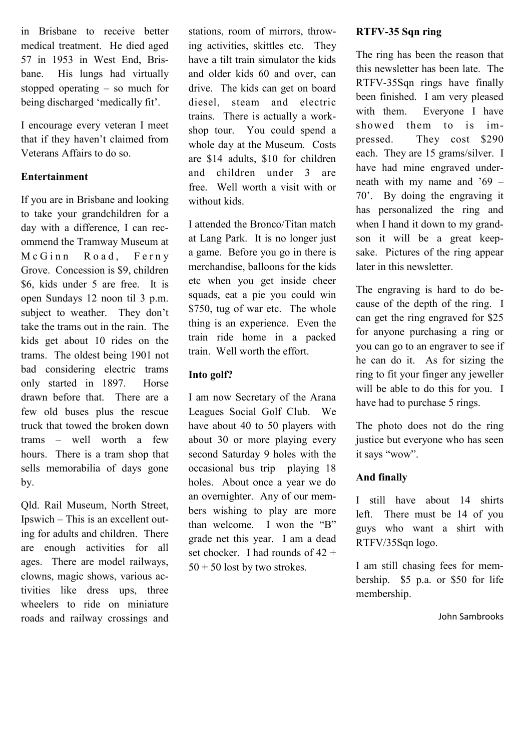in Brisbane to receive better medical treatment. He died aged 57 in 1953 in West End, Brisbane. His lungs had virtually stopped operating – so much for being discharged 'medically fit'.

I encourage every veteran I meet that if they haven't claimed from Veterans Affairs to do so.

**Entertainment**

If you are in Brisbane and looking to take your grandchildren for a day with a difference, I can recommend the Tramway Museum at McGinn Road, Ferny Grove. Concession is $9, children $6, kids under 5 are free. It is open Sundays 12 noon til 3 p.m. subject to weather. They don't take the trams out in the rain. The kids get about 10 rides on the trams. The oldest being 1901 not bad considering electric trams only started in 1897. Horse drawn before that. There are a few old buses plus the rescue truck that towed the broken down trams – well worth a few hours. There is a tram shop that sells memorabilia of days gone by.

Qld. Rail Museum, North Street, Ipswich – This is an excellent outing for adults and children. There are enough activities for all ages. There are model railways, clowns, magic shows, various activities like dress ups, three wheelers to ride on miniature roads and railway crossings and stations, room of mirrors, throwing activities, skittles etc. They have a tilt train simulator the kids and older kids 60 and over, can drive. The kids can get on board diesel, steam and electric trains. There is actually a workshop tour. You could spend a whole day at the Museum. Costs are $14 adults, $10 for children and children under 3 are free. Well worth a visit with or without kids.

I attended the Bronco/Titan match at Lang Park. It is no longer just a game. Before you go in there is merchandise, balloons for the kids etc when you get inside cheer squads, eat a pie you could win $750, tug of war etc. The whole thing is an experience. Even the train ride home in a packed train. Well worth the effort.

**Into golf?**

I am now Secretary of the Arana Leagues Social Golf Club. We have about 40 to 50 players with about 30 or more playing every second Saturday 9 holes with the occasional bus trip playing 18 holes. About once a year we do an overnighter. Any of our members wishing to play are more than welcome. I won the "B" grade net this year. I am a dead set chocker. I had rounds of 42 + 50 + 50 lost by two strokes.

**RTFV-35 Sqn ring**

The ring has been the reason that this newsletter has been late. The RTFV-35Sqn rings have finally been finished. I am very pleased with them. Everyone I have showed them to is impressed. They cost $290 each. They are 15 grams/silver. I have had mine engraved underneath with my name and '69 – 70'. By doing the engraving it has personalized the ring and when I hand it down to my grandson it will be a great keepsake. Pictures of the ring appear later in this newsletter.

The engraving is hard to do because of the depth of the ring. I can get the ring engraved for $25 for anyone purchasing a ring or you can go to an engraver to see if he can do it. As for sizing the ring to fit your finger any jeweller will be able to do this for you. I have had to purchase 5 rings.

The photo does not do the ring justice but everyone who has seen it says "wow".

**And finally**

I still have about 14 shirts left. There must be 14 of you guys who want a shirt with RTFV/35Sqn logo.

I am still chasing fees for membership. $5 p.a. or $50 for life membership.

John Sambrooks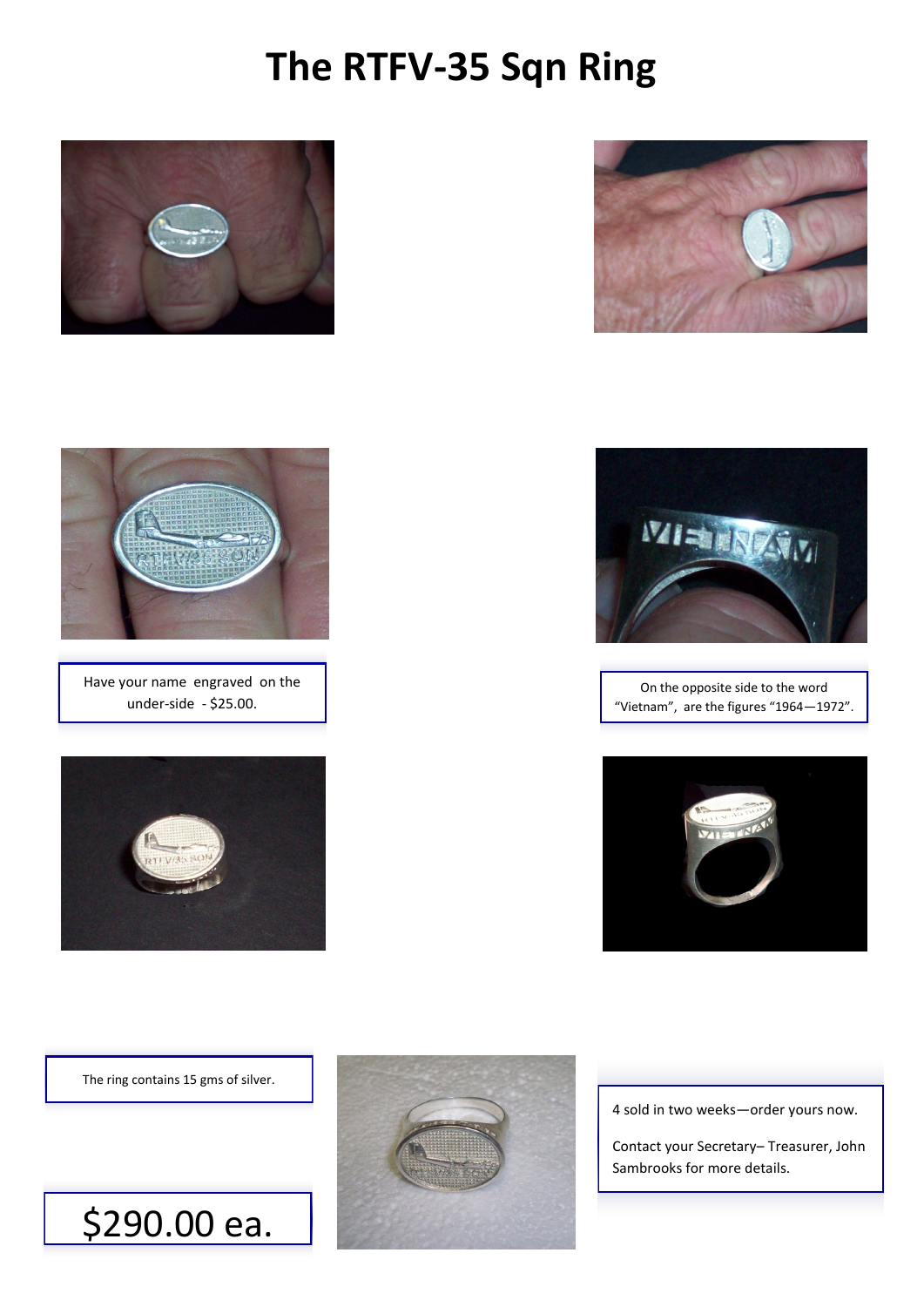# The RTFV-35 Sqn Ring

Have your name engraved on the under-side - $25.00.

On the opposite side to the word "Vietnam", are the figures "1964—1972".

The ring contains 15 gms of silver.

$290.00 ea.

4 sold in two weeks—order yours now.

Contact your Secretary– Treasurer, John Sambrooks for more details.